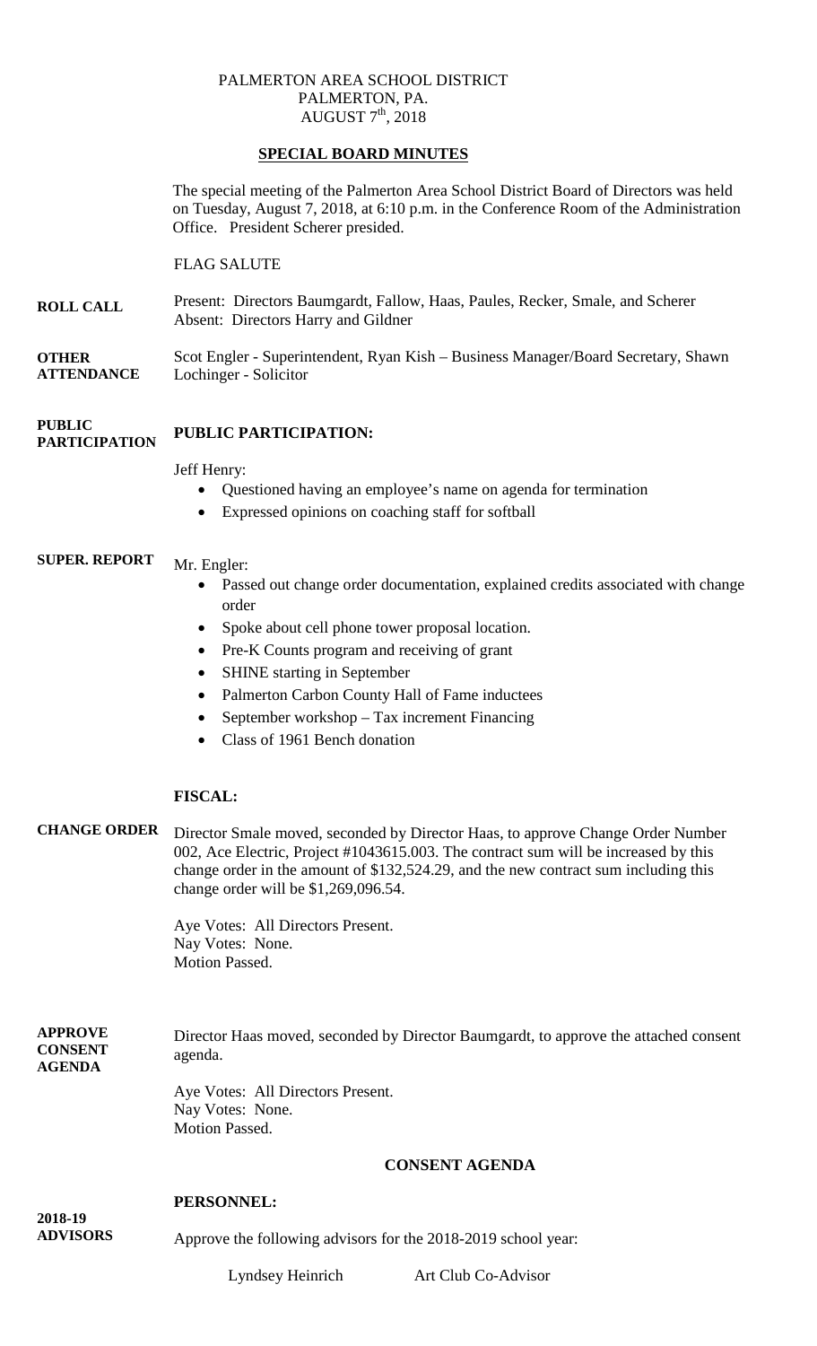PALMERTON AREA SCHOOL DISTRICT
PALMERTON, PA.
AUGUST 7th, 2018

## SPECIAL BOARD MINUTES

The special meeting of the Palmerton Area School District Board of Directors was held on Tuesday, August 7, 2018, at 6:10 p.m. in the Conference Room of the Administration Office. President Scherer presided.

FLAG SALUTE

**ROLL CALL**

Present: Directors Baumgardt, Fallow, Haas, Paules, Recker, Smale, and Scherer
Absent: Directors Harry and Gildner

**OTHER ATTENDANCE**

Scot Engler - Superintendent, Ryan Kish – Business Manager/Board Secretary, Shawn Lochinger - Solicitor

**PUBLIC PARTICIPATION**

**PUBLIC PARTICIPATION:**

Jeff Henry:

- Questioned having an employee's name on agenda for termination
- Expressed opinions on coaching staff for softball

**SUPER. REPORT**

Mr. Engler:

- Passed out change order documentation, explained credits associated with change order
- Spoke about cell phone tower proposal location.
- Pre-K Counts program and receiving of grant
- SHINE starting in September
- Palmerton Carbon County Hall of Fame inductees
- September workshop – Tax increment Financing
- Class of 1961 Bench donation

**FISCAL:**

**CHANGE ORDER**

Director Smale moved, seconded by Director Haas, to approve Change Order Number 002, Ace Electric, Project #1043615.003. The contract sum will be increased by this change order in the amount of $132,524.29, and the new contract sum including this change order will be $1,269,096.54.

Aye Votes: All Directors Present.
Nay Votes: None.
Motion Passed.

**APPROVE CONSENT AGENDA**

Director Haas moved, seconded by Director Baumgardt, to approve the attached consent agenda.

Aye Votes: All Directors Present.
Nay Votes: None.
Motion Passed.

**CONSENT AGENDA**

**PERSONNEL:**

**2018-19 ADVISORS**

Approve the following advisors for the 2018-2019 school year:

| Lyndsey Heinrich | Art Club Co-Advisor |
|---|---|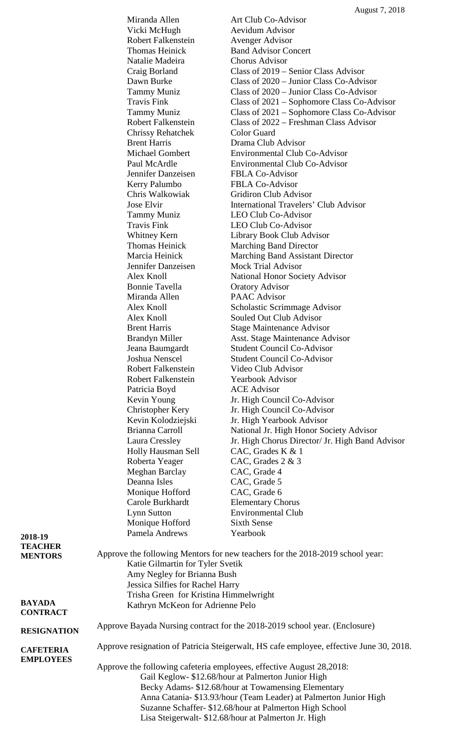August 7, 2018

| | |
|---|---|
| Miranda Allen | Art Club Co-Advisor |
| Vicki McHugh | Aevidum Advisor |
| Robert Falkenstein | Avenger Advisor |
| Thomas Heinick | Band Advisor Concert |
| Natalie Madeira | Chorus Advisor |
| Craig Borland | Class of 2019 – Senior Class Advisor |
| Dawn Burke | Class of 2020 – Junior Class Co-Advisor |
| Tammy Muniz | Class of 2020 – Junior Class Co-Advisor |
| Travis Fink | Class of 2021 – Sophomore Class Co-Advisor |
| Tammy Muniz | Class of 2021 – Sophomore Class Co-Advisor |
| Robert Falkenstein | Class of 2022 – Freshman Class Advisor |
| Chrissy Rehatchek | Color Guard |
| Brent Harris | Drama Club Advisor |
| Michael Gombert | Environmental Club Co-Advisor |
| Paul McArdle | Environmental Club Co-Advisor |
| Jennifer Danzeisen | FBLA Co-Advisor |
| Kerry Palumbo | FBLA Co-Advisor |
| Chris Walkowiak | Gridiron Club Advisor |
| Jose Elvir | International Travelers' Club Advisor |
| Tammy Muniz | LEO Club Co-Advisor |
| Travis Fink | LEO Club Co-Advisor |
| Whitney Kern | Library Book Club Advisor |
| Thomas Heinick | Marching Band Director |
| Marcia Heinick | Marching Band Assistant Director |
| Jennifer Danzeisen | Mock Trial Advisor |
| Alex Knoll | National Honor Society Advisor |
| Bonnie Tavella | Oratory Advisor |
| Miranda Allen | PAAC Advisor |
| Alex Knoll | Scholastic Scrimmage Advisor |
| Alex Knoll | Souled Out Club Advisor |
| Brent Harris | Stage Maintenance Advisor |
| Brandyn Miller | Asst. Stage Maintenance Advisor |
| Jeana Baumgardt | Student Council Co-Advisor |
| Joshua Nenscel | Student Council Co-Advisor |
| Robert Falkenstein | Video Club Advisor |
| Robert Falkenstein | Yearbook Advisor |
| Patricia Boyd | ACE Advisor |
| Kevin Young | Jr. High Council Co-Advisor |
| Christopher Kery | Jr. High Council Co-Advisor |
| Kevin Kolodziejski | Jr. High Yearbook Advisor |
| Brianna Carroll | National Jr. High Honor Society Advisor |
| Laura Cressley | Jr. High Chorus Director/ Jr. High Band Advisor |
| Holly Hausman Sell | CAC, Grades K & 1 |
| Roberta Yeager | CAC, Grades 2 & 3 |
| Meghan Barclay | CAC, Grade 4 |
| Deanna Isles | CAC, Grade 5 |
| Monique Hofford | CAC, Grade 6 |
| Carole Burkhardt | Elementary Chorus |
| Lynn Sutton | Environmental Club |
| Monique Hofford | Sixth Sense |
| Pamela Andrews | Yearbook |

**2018-19 TEACHER MENTORS**

Approve the following Mentors for new teachers for the 2018-2019 school year:

Katie Gilmartin for Tyler Svetik
Amy Negley for Brianna Bush
Jessica Silfies for Rachel Harry
Trisha Green for Kristina Himmelwright
Kathryn McKeon for Adrienne Pelo

**BAYADA CONTRACT**

Approve Bayada Nursing contract for the 2018-2019 school year. (Enclosure)

**RESIGNATION**

Approve resignation of Patricia Steigerwalt, HS cafe employee, effective June 30, 2018.

**CAFETERIA EMPLOYEES**

Approve the following cafeteria employees, effective August 28,2018:

Gail Keglow- $12.68/hour at Palmerton Junior High
Becky Adams- $12.68/hour at Towamensing Elementary
Anna Catania- $13.93/hour (Team Leader) at Palmerton Junior High
Suzanne Schaffer- $12.68/hour at Palmerton High School
Lisa Steigerwalt- $12.68/hour at Palmerton Jr. High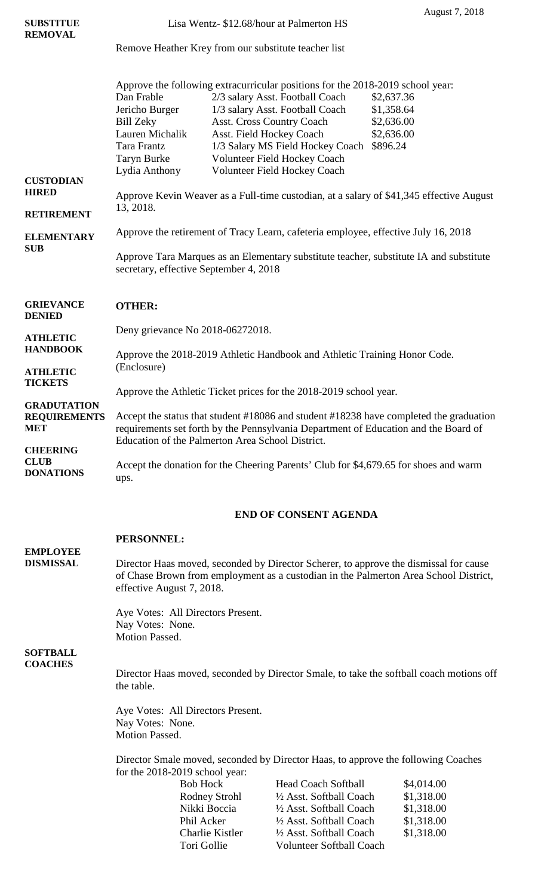August 7, 2018

**SUBSTITUE REMOVAL**

Lisa Wentz- $12.68/hour at Palmerton HS

Remove Heather Krey from our substitute teacher list

Approve the following extracurricular positions for the 2018-2019 school year:

| | | |
|---|---|---|
| Dan Frable | 2/3 salary Asst. Football Coach | $2,637.36 |
| Jericho Burger | 1/3 salary Asst. Football Coach | $1,358.64 |
| Bill Zeky | Asst. Cross Country Coach | $2,636.00 |
| Lauren Michalik | Asst. Field Hockey Coach | $2,636.00 |
| Tara Frantz | 1/3 Salary MS Field Hockey Coach | $896.24 |
| Taryn Burke | Volunteer Field Hockey Coach | |
| Lydia Anthony | Volunteer Field Hockey Coach | |

**CUSTODIAN HIRED**

Approve Kevin Weaver as a Full-time custodian, at a salary of $41,345 effective August 13, 2018.

**RETIREMENT**

Approve the retirement of Tracy Learn, cafeteria employee, effective July 16, 2018

**ELEMENTARY SUB**

Approve Tara Marques as an Elementary substitute teacher, substitute IA and substitute secretary, effective September 4, 2018

## OTHER:

**GRIEVANCE DENIED**

Deny grievance No 2018-06272018.

**ATHLETIC HANDBOOK**

Approve the 2018-2019 Athletic Handbook and Athletic Training Honor Code. (Enclosure)

**ATHLETIC TICKETS**

Approve the Athletic Ticket prices for the 2018-2019 school year.

**GRADUTATION REQUIREMENTS MET**

Accept the status that student #18086 and student #18238 have completed the graduation requirements set forth by the Pennsylvania Department of Education and the Board of Education of the Palmerton Area School District.

**CHEERING CLUB DONATIONS**

Accept the donation for the Cheering Parents' Club for $4,679.65 for shoes and warm ups.

## END OF CONSENT AGENDA

## PERSONNEL:

**EMPLOYEE DISMISSAL**

Director Haas moved, seconded by Director Scherer, to approve the dismissal for cause of Chase Brown from employment as a custodian in the Palmerton Area School District, effective August 7, 2018.

Aye Votes: All Directors Present.
Nay Votes: None.
Motion Passed.

**SOFTBALL COACHES**

Director Haas moved, seconded by Director Smale, to take the softball coach motions off the table.

Aye Votes: All Directors Present.
Nay Votes: None.
Motion Passed.

Director Smale moved, seconded by Director Haas, to approve the following Coaches for the 2018-2019 school year:

| | | |
|---|---|---|
| Bob Hock | Head Coach Softball | $4,014.00 |
| Rodney Strohl | ½ Asst. Softball Coach | $1,318.00 |
| Nikki Boccia | ½ Asst. Softball Coach | $1,318.00 |
| Phil Acker | ½ Asst. Softball Coach | $1,318.00 |
| Charlie Kistler | ½ Asst. Softball Coach | $1,318.00 |
| Tori Gollie | Volunteer Softball Coach | |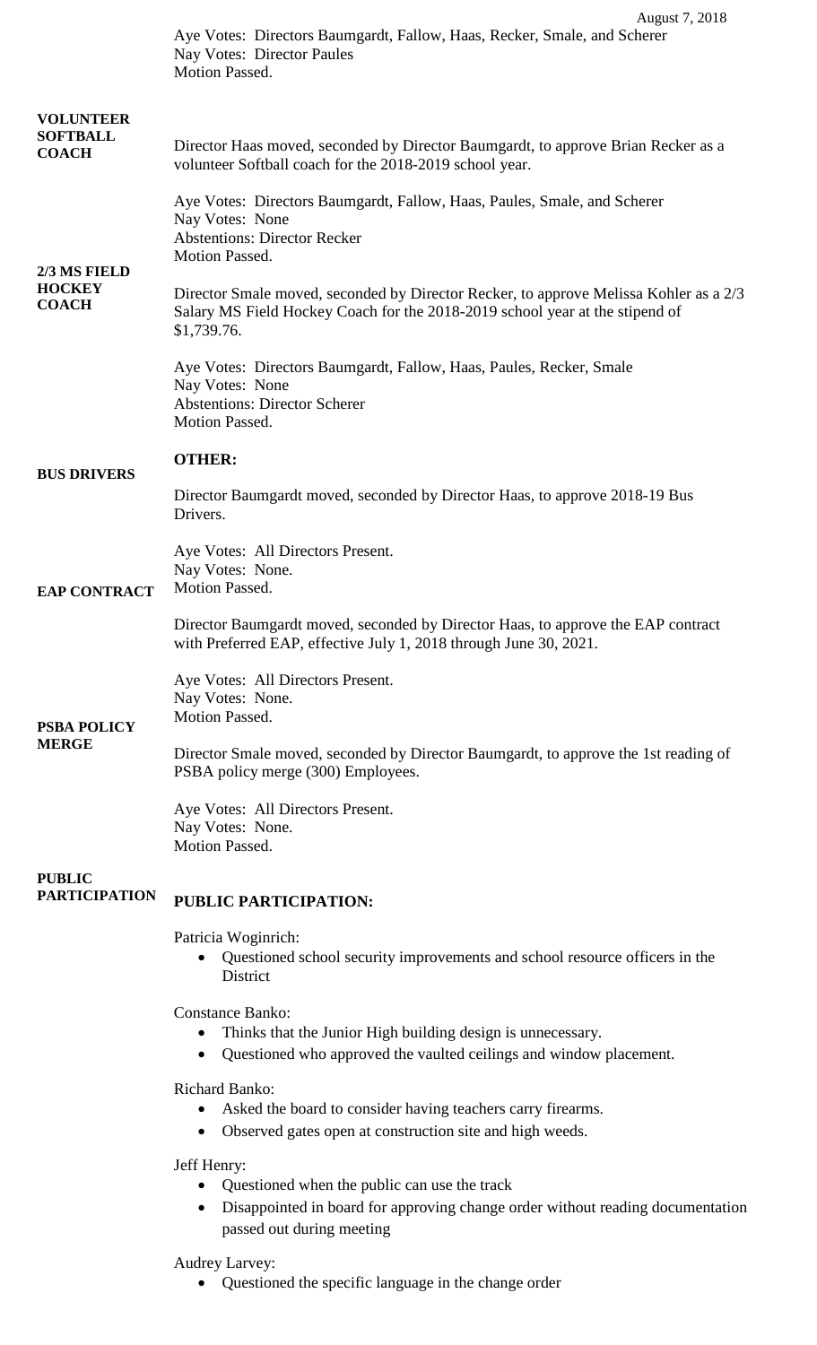Aye Votes: Directors Baumgardt, Fallow, Haas, Recker, Smale, and Scherer
Nay Votes: Director Paules
Motion Passed.

**VOLUNTEER SOFTBALL COACH**

Director Haas moved, seconded by Director Baumgardt, to approve Brian Recker as a volunteer Softball coach for the 2018-2019 school year.

Aye Votes: Directors Baumgardt, Fallow, Haas, Paules, Smale, and Scherer
Nay Votes: None
Abstentions: Director Recker
Motion Passed.

**2/3 MS FIELD HOCKEY COACH**

Director Smale moved, seconded by Director Recker, to approve Melissa Kohler as a 2/3 Salary MS Field Hockey Coach for the 2018-2019 school year at the stipend of $1,739.76.

Aye Votes: Directors Baumgardt, Fallow, Haas, Paules, Recker, Smale
Nay Votes: None
Abstentions: Director Scherer
Motion Passed.

**OTHER:**

**BUS DRIVERS**

Director Baumgardt moved, seconded by Director Haas, to approve 2018-19 Bus Drivers.

Aye Votes: All Directors Present.
Nay Votes: None.
Motion Passed.

**EAP CONTRACT**

Director Baumgardt moved, seconded by Director Haas, to approve the EAP contract with Preferred EAP, effective July 1, 2018 through June 30, 2021.

Aye Votes: All Directors Present.
Nay Votes: None.
Motion Passed.

**PSBA POLICY MERGE**

Director Smale moved, seconded by Director Baumgardt, to approve the 1st reading of PSBA policy merge (300) Employees.

Aye Votes: All Directors Present.
Nay Votes: None.
Motion Passed.

**PUBLIC PARTICIPATION**

**PUBLIC PARTICIPATION:**

Patricia Woginrich:

- Questioned school security improvements and school resource officers in the District

Constance Banko:

- Thinks that the Junior High building design is unnecessary.
- Questioned who approved the vaulted ceilings and window placement.

Richard Banko:

- Asked the board to consider having teachers carry firearms.
- Observed gates open at construction site and high weeds.

Jeff Henry:

- Questioned when the public can use the track
- Disappointed in board for approving change order without reading documentation passed out during meeting

Audrey Larvey:

- Questioned the specific language in the change order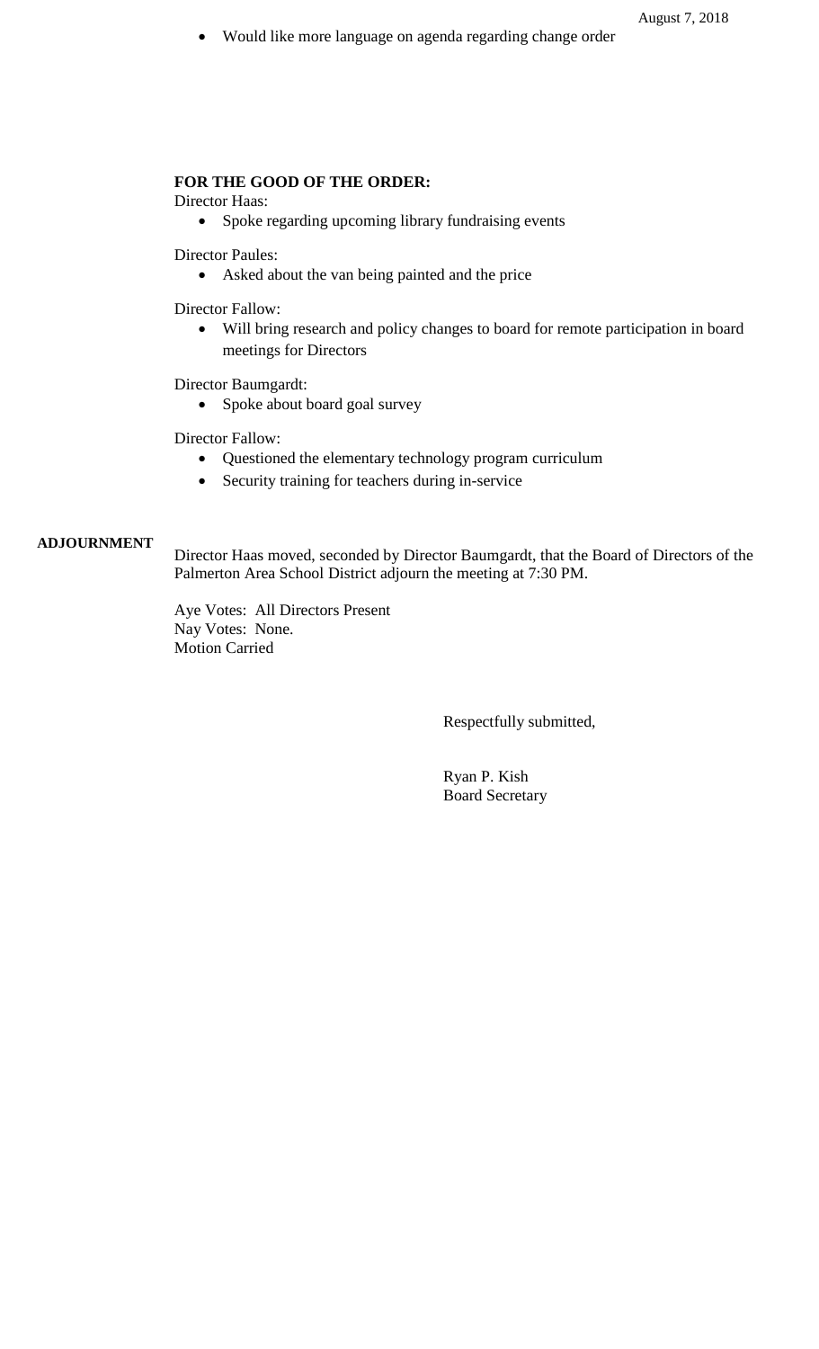- Would like more language on agenda regarding change order

**FOR THE GOOD OF THE ORDER:**

Director Haas:

- Spoke regarding upcoming library fundraising events

Director Paules:

- Asked about the van being painted and the price

Director Fallow:

- Will bring research and policy changes to board for remote participation in board meetings for Directors

Director Baumgardt:

- Spoke about board goal survey

Director Fallow:

- Questioned the elementary technology program curriculum
- Security training for teachers during in-service

**ADJOURNMENT**

Director Haas moved, seconded by Director Baumgardt, that the Board of Directors of the Palmerton Area School District adjourn the meeting at 7:30 PM.

Aye Votes: All Directors Present
Nay Votes: None.
Motion Carried

Respectfully submitted,

Ryan P. Kish
Board Secretary